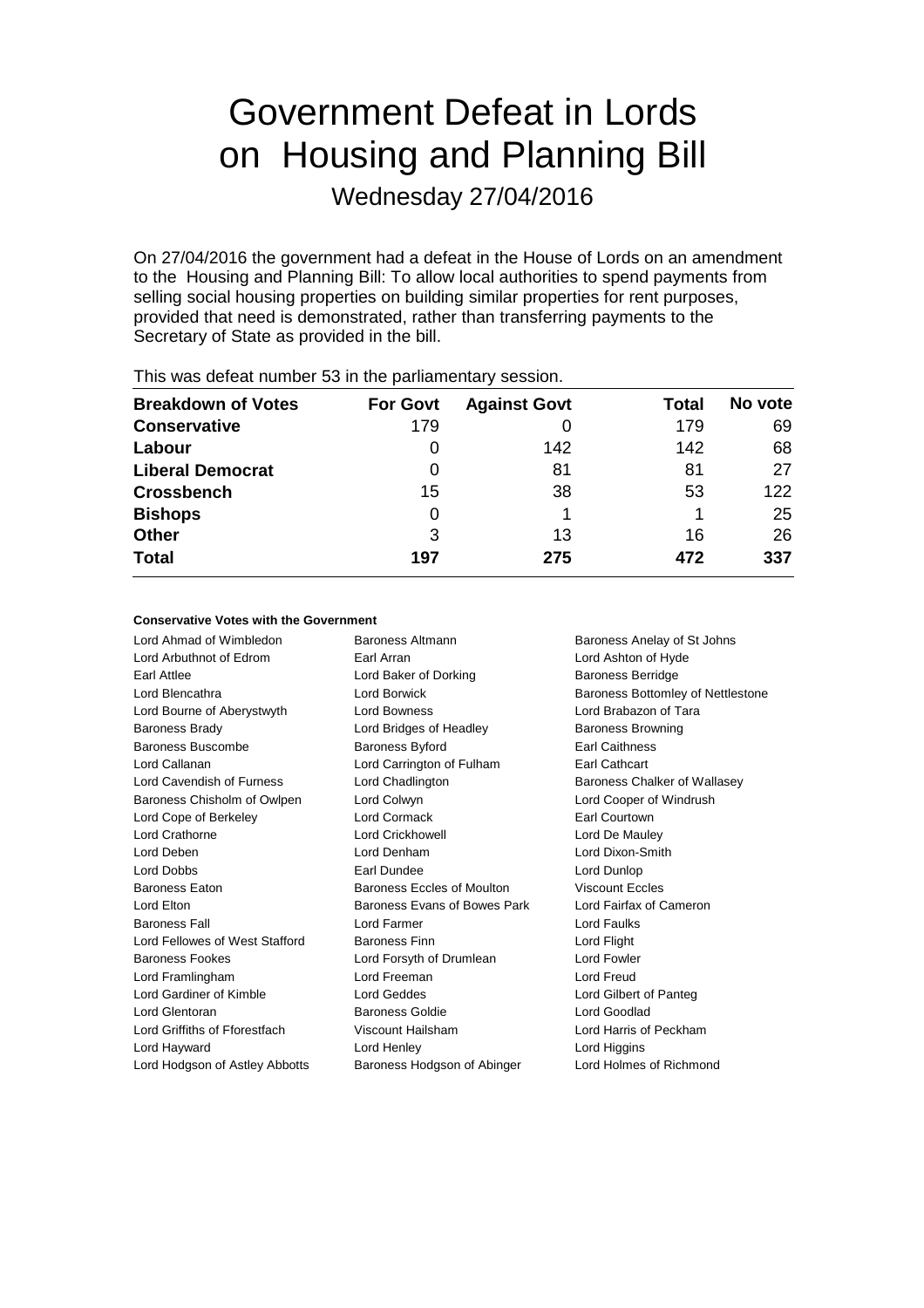# Government Defeat in Lords on Housing and Planning Bill

Wednesday 27/04/2016

On 27/04/2016 the government had a defeat in the House of Lords on an amendment to the Housing and Planning Bill: To allow local authorities to spend payments from selling social housing properties on building similar properties for rent purposes, provided that need is demonstrated, rather than transferring payments to the Secretary of State as provided in the bill.

This was defeat number 53 in the parliamentary session.

| Breakdown of Votes | For Govt | Against Govt | Total | No vote |
|---|---|---|---|---|
| **Conservative** | 179 | 0 | 179 | 69 |
| **Labour** | 0 | 142 | 142 | 68 |
| **Liberal Democrat** | 0 | 81 | 81 | 27 |
| **Crossbench** | 15 | 38 | 53 | 122 |
| **Bishops** | 0 | 1 | 1 | 25 |
| **Other** | 3 | 13 | 16 | 26 |
| **Total** | **197** | **275** | **472** | **337** |

**Conservative Votes with the Government**

Lord Ahmad of Wimbledon
Baroness Altmann
Baroness Anelay of St Johns
Lord Arbuthnot of Edrom
Earl Arran
Lord Ashton of Hyde
Earl Attlee
Lord Baker of Dorking
Baroness Berridge
Lord Blencathra
Lord Borwick
Baroness Bottomley of Nettlestone
Lord Bourne of Aberystwyth
Lord Bowness
Lord Brabazon of Tara
Baroness Brady
Lord Bridges of Headley
Baroness Browning
Baroness Buscombe
Baroness Byford
Earl Caithness
Lord Callanan
Lord Carrington of Fulham
Earl Cathcart
Lord Cavendish of Furness
Lord Chadlington
Baroness Chalker of Wallasey
Baroness Chisholm of Owlpen
Lord Colwyn
Lord Cooper of Windrush
Lord Cope of Berkeley
Lord Cormack
Earl Courtown
Lord Crathorne
Lord Crickhowell
Lord De Mauley
Lord Deben
Lord Denham
Lord Dixon-Smith
Lord Dobbs
Earl Dundee
Lord Dunlop
Baroness Eaton
Baroness Eccles of Moulton
Viscount Eccles
Lord Elton
Baroness Evans of Bowes Park
Lord Fairfax of Cameron
Baroness Fall
Lord Farmer
Lord Faulks
Lord Fellowes of West Stafford
Baroness Finn
Lord Flight
Baroness Fookes
Lord Forsyth of Drumlean
Lord Fowler
Lord Framlingham
Lord Freeman
Lord Freud
Lord Gardiner of Kimble
Lord Geddes
Lord Gilbert of Panteg
Lord Glentoran
Baroness Goldie
Lord Goodlad
Lord Griffiths of Fforestfach
Viscount Hailsham
Lord Harris of Peckham
Lord Hayward
Lord Henley
Lord Higgins
Lord Hodgson of Astley Abbotts
Baroness Hodgson of Abinger
Lord Holmes of Richmond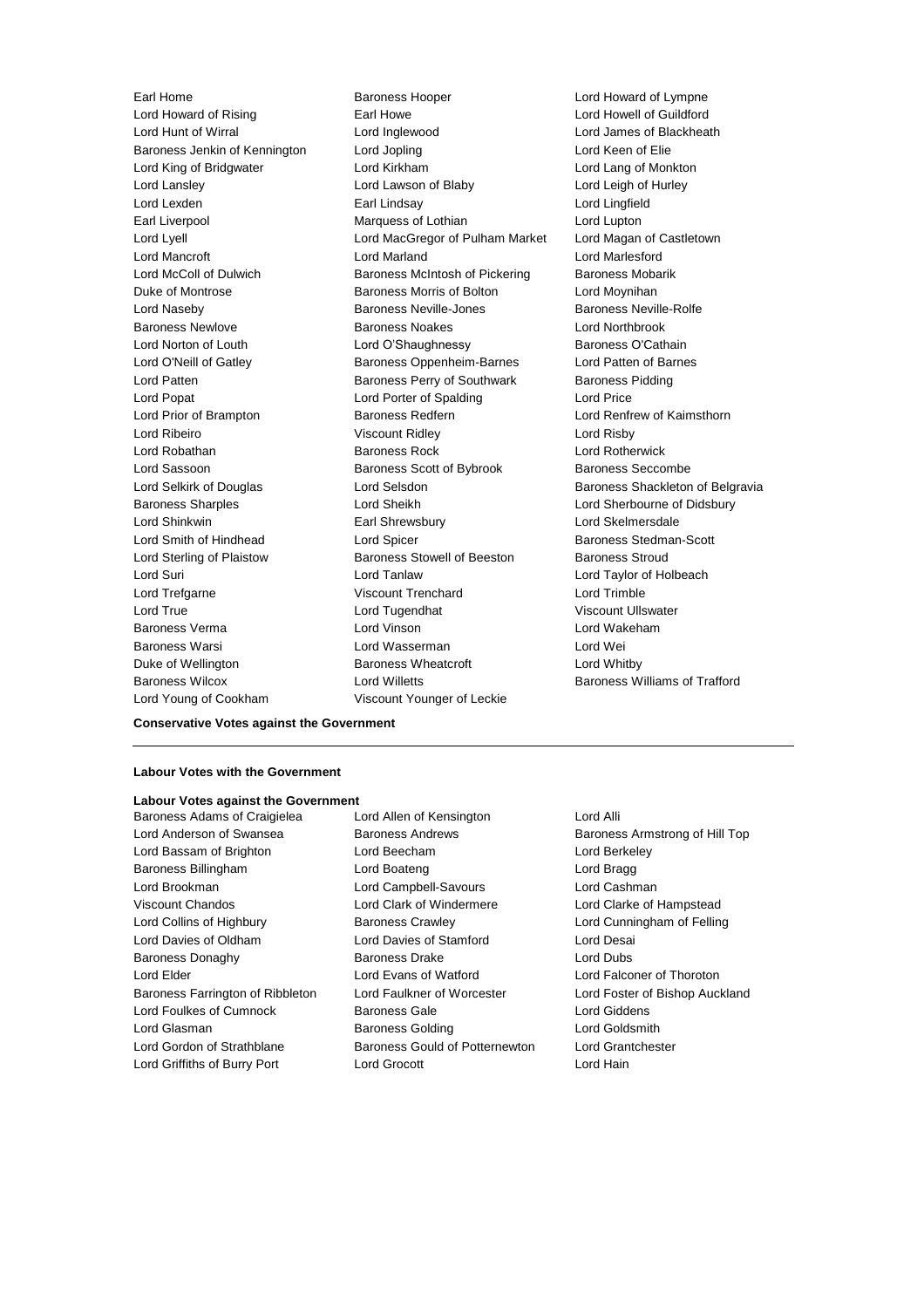Earl Home
Baroness Hooper
Lord Howard of Lympne
Lord Howard of Rising
Earl Howe
Lord Howell of Guildford
Lord Hunt of Wirral
Lord Inglewood
Lord James of Blackheath
Baroness Jenkin of Kennington
Lord Jopling
Lord Keen of Elie
Lord King of Bridgwater
Lord Kirkham
Lord Lang of Monkton
Lord Lansley
Lord Lawson of Blaby
Lord Leigh of Hurley
Lord Lexden
Earl Lindsay
Lord Lingfield
Earl Liverpool
Marquess of Lothian
Lord Lupton
Lord Lyell
Lord MacGregor of Pulham Market
Lord Magan of Castletown
Lord Mancroft
Lord Marland
Lord Marlesford
Lord McColl of Dulwich
Baroness McIntosh of Pickering
Baroness Mobarik
Duke of Montrose
Baroness Morris of Bolton
Lord Moynihan
Lord Naseby
Baroness Neville-Jones
Baroness Neville-Rolfe
Baroness Newlove
Baroness Noakes
Lord Northbrook
Lord Norton of Louth
Lord O'Shaughnessy
Baroness O'Cathain
Lord O'Neill of Gatley
Baroness Oppenheim-Barnes
Lord Patten of Barnes
Lord Patten
Baroness Perry of Southwark
Baroness Pidding
Lord Popat
Lord Porter of Spalding
Lord Price
Lord Prior of Brampton
Baroness Redfern
Lord Renfrew of Kaimsthorn
Lord Ribeiro
Viscount Ridley
Lord Risby
Lord Robathan
Baroness Rock
Lord Rotherwick
Lord Sassoon
Baroness Scott of Bybrook
Baroness Seccombe
Lord Selkirk of Douglas
Lord Selsdon
Baroness Shackleton of Belgravia
Baroness Sharples
Lord Sheikh
Lord Sherbourne of Didsbury
Lord Shinkwin
Earl Shrewsbury
Lord Skelmersdale
Lord Smith of Hindhead
Lord Spicer
Baroness Stedman-Scott
Lord Sterling of Plaistow
Baroness Stowell of Beeston
Baroness Stroud
Lord Suri
Lord Tanlaw
Lord Taylor of Holbeach
Lord Trefgarne
Viscount Trenchard
Lord Trimble
Lord True
Lord Tugendhat
Viscount Ullswater
Baroness Verma
Lord Vinson
Lord Wakeham
Baroness Warsi
Lord Wasserman
Lord Wei
Duke of Wellington
Baroness Wheatcroft
Lord Whitby
Baroness Wilcox
Lord Willetts
Baroness Williams of Trafford
Lord Young of Cookham
Viscount Younger of Leckie

**Conservative Votes against the Government**

---

**Labour Votes with the Government**

**Labour Votes against the Government**

Baroness Adams of Craigielea
Lord Allen of Kensington
Lord Alli
Lord Anderson of Swansea
Baroness Andrews
Baroness Armstrong of Hill Top
Lord Bassam of Brighton
Lord Beecham
Lord Berkeley
Baroness Billingham
Lord Boateng
Lord Bragg
Lord Brookman
Lord Campbell-Savours
Lord Cashman
Viscount Chandos
Lord Clark of Windermere
Lord Clarke of Hampstead
Lord Collins of Highbury
Baroness Crawley
Lord Cunningham of Felling
Lord Davies of Oldham
Lord Davies of Stamford
Lord Desai
Baroness Donaghy
Baroness Drake
Lord Dubs
Lord Elder
Lord Evans of Watford
Lord Falconer of Thoroton
Baroness Farrington of Ribbleton
Lord Faulkner of Worcester
Lord Foster of Bishop Auckland
Lord Foulkes of Cumnock
Baroness Gale
Lord Giddens
Lord Glasman
Baroness Golding
Lord Goldsmith
Lord Gordon of Strathblane
Baroness Gould of Potternewton
Lord Grantchester
Lord Griffiths of Burry Port
Lord Grocott
Lord Hain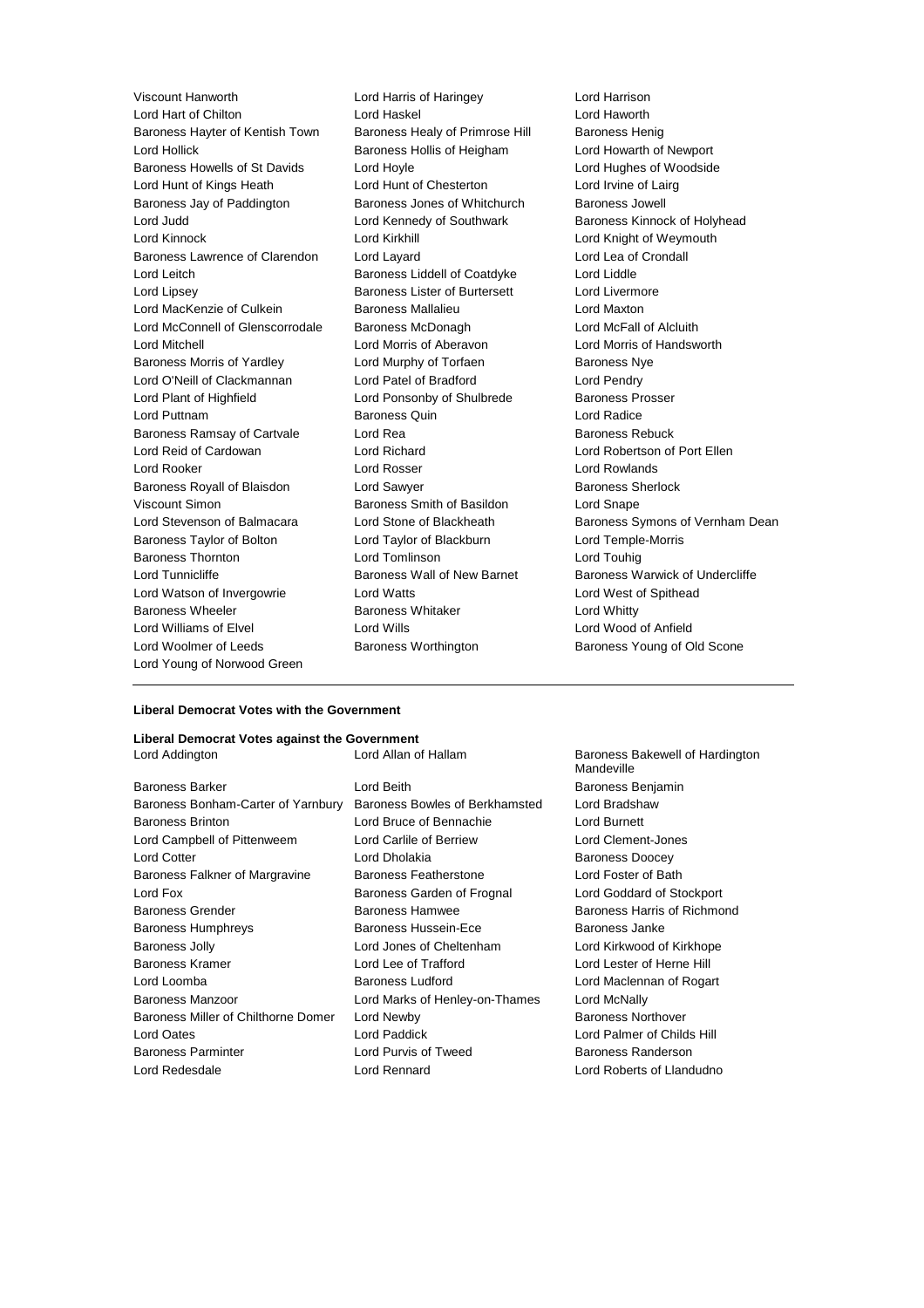Viscount Hanworth
Lord Harris of Haringey
Lord Harrison
Lord Hart of Chilton
Lord Haskel
Lord Haworth
Baroness Hayter of Kentish Town
Baroness Healy of Primrose Hill
Baroness Henig
Lord Hollick
Baroness Hollis of Heigham
Lord Howarth of Newport
Baroness Howells of St Davids
Lord Hoyle
Lord Hughes of Woodside
Lord Hunt of Kings Heath
Lord Hunt of Chesterton
Lord Irvine of Lairg
Baroness Jay of Paddington
Baroness Jones of Whitchurch
Baroness Jowell
Lord Judd
Lord Kennedy of Southwark
Baroness Kinnock of Holyhead
Lord Kinnock
Lord Kirkhill
Lord Knight of Weymouth
Baroness Lawrence of Clarendon
Lord Layard
Lord Lea of Crondall
Lord Leitch
Baroness Liddell of Coatdyke
Lord Liddle
Lord Lipsey
Baroness Lister of Burtersett
Lord Livermore
Lord MacKenzie of Culkein
Baroness Mallalieu
Lord Maxton
Lord McConnell of Glenscorrodale
Baroness McDonagh
Lord McFall of Alcluith
Lord Mitchell
Lord Morris of Aberavon
Lord Morris of Handsworth
Baroness Morris of Yardley
Lord Murphy of Torfaen
Baroness Nye
Lord O'Neill of Clackmannan
Lord Patel of Bradford
Lord Pendry
Lord Plant of Highfield
Lord Ponsonby of Shulbrede
Baroness Prosser
Lord Puttnam
Baroness Quin
Lord Radice
Baroness Ramsay of Cartvale
Lord Rea
Baroness Rebuck
Lord Reid of Cardowan
Lord Richard
Lord Robertson of Port Ellen
Lord Rooker
Lord Rosser
Lord Rowlands
Baroness Royall of Blaisdon
Lord Sawyer
Baroness Sherlock
Viscount Simon
Baroness Smith of Basildon
Lord Snape
Lord Stevenson of Balmacara
Lord Stone of Blackheath
Baroness Symons of Vernham Dean
Baroness Taylor of Bolton
Lord Taylor of Blackburn
Lord Temple-Morris
Baroness Thornton
Lord Tomlinson
Lord Touhig
Lord Tunnicliffe
Baroness Wall of New Barnet
Baroness Warwick of Undercliffe
Lord Watson of Invergowrie
Lord Watts
Lord West of Spithead
Baroness Wheeler
Baroness Whitaker
Lord Whitty
Lord Williams of Elvel
Lord Wills
Lord Wood of Anfield
Lord Woolmer of Leeds
Baroness Worthington
Baroness Young of Old Scone
Lord Young of Norwood Green

---

**Liberal Democrat Votes with the Government**

**Liberal Democrat Votes against the Government**

Lord Addington
Lord Allan of Hallam
Baroness Bakewell of Hardington Mandeville
Baroness Barker
Lord Beith
Baroness Benjamin
Baroness Bonham-Carter of Yarnbury
Baroness Bowles of Berkhamsted
Lord Bradshaw
Baroness Brinton
Lord Bruce of Bennachie
Lord Burnett
Lord Campbell of Pittenweem
Lord Carlile of Berriew
Lord Clement-Jones
Lord Cotter
Lord Dholakia
Baroness Doocey
Baroness Falkner of Margravine
Baroness Featherstone
Lord Foster of Bath
Lord Fox
Baroness Garden of Frognal
Lord Goddard of Stockport
Baroness Grender
Baroness Hamwee
Baroness Harris of Richmond
Baroness Humphreys
Baroness Hussein-Ece
Baroness Janke
Baroness Jolly
Lord Jones of Cheltenham
Lord Kirkwood of Kirkhope
Baroness Kramer
Lord Lee of Trafford
Lord Lester of Herne Hill
Lord Loomba
Baroness Ludford
Lord Maclennan of Rogart
Baroness Manzoor
Lord Marks of Henley-on-Thames
Lord McNally
Baroness Miller of Chilthorne Domer
Lord Newby
Baroness Northover
Lord Oates
Lord Paddick
Lord Palmer of Childs Hill
Baroness Parminter
Lord Purvis of Tweed
Baroness Randerson
Lord Redesdale
Lord Rennard
Lord Roberts of Llandudno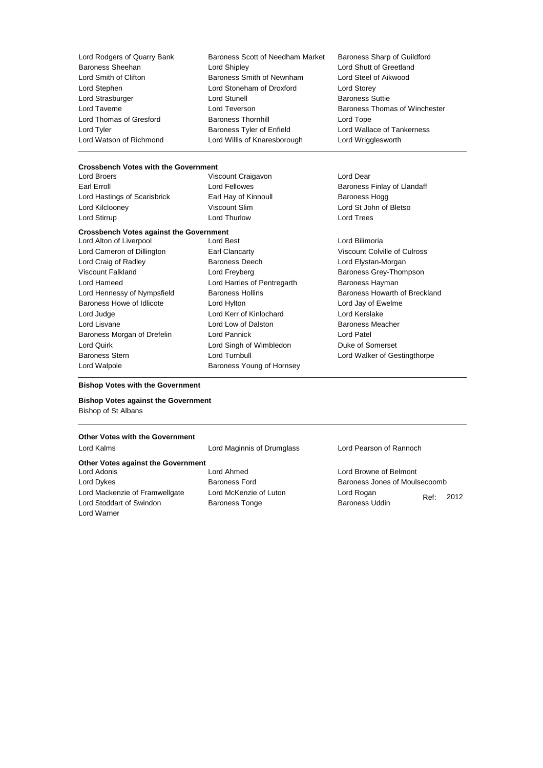Lord Rodgers of Quarry Bank
Baroness Scott of Needham Market
Baroness Sharp of Guildford
Baroness Sheehan
Lord Shipley
Lord Shutt of Greetland
Lord Smith of Clifton
Baroness Smith of Newnham
Lord Steel of Aikwood
Lord Stephen
Lord Stoneham of Droxford
Lord Storey
Lord Strasburger
Lord Stunell
Baroness Suttie
Lord Taverne
Lord Teverson
Baroness Thomas of Winchester
Lord Thomas of Gresford
Baroness Thornhill
Lord Tope
Lord Tyler
Baroness Tyler of Enfield
Lord Wallace of Tankerness
Lord Watson of Richmond
Lord Willis of Knaresborough
Lord Wrigglesworth

---

**Crossbench Votes with the Government**

Lord Broers
Viscount Craigavon
Lord Dear
Earl Erroll
Lord Fellowes
Baroness Finlay of Llandaff
Lord Hastings of Scarisbrick
Earl Hay of Kinnoull
Baroness Hogg
Lord Kilclooney
Viscount Slim
Lord St John of Bletso
Lord Stirrup
Lord Thurlow
Lord Trees

**Crossbench Votes against the Government**

Lord Alton of Liverpool
Lord Best
Lord Bilimoria
Lord Cameron of Dillington
Earl Clancarty
Viscount Colville of Culross
Lord Craig of Radley
Baroness Deech
Lord Elystan-Morgan
Viscount Falkland
Lord Freyberg
Baroness Grey-Thompson
Lord Hameed
Lord Harries of Pentregarth
Baroness Hayman
Lord Hennessy of Nympsfield
Baroness Hollins
Baroness Howarth of Breckland
Baroness Howe of Idlicote
Lord Hylton
Lord Jay of Ewelme
Lord Judge
Lord Kerr of Kinlochard
Lord Kerslake
Lord Lisvane
Lord Low of Dalston
Baroness Meacher
Baroness Morgan of Drefelin
Lord Pannick
Lord Patel
Lord Quirk
Lord Singh of Wimbledon
Duke of Somerset
Baroness Stern
Lord Turnbull
Lord Walker of Gestingthorpe
Lord Walpole
Baroness Young of Hornsey

---

**Bishop Votes with the Government**

**Bishop Votes against the Government**

Bishop of St Albans

---

**Other Votes with the Government**

Lord Kalms
Lord Maginnis of Drumglass
Lord Pearson of Rannoch

**Other Votes against the Government**

Lord Adonis
Lord Ahmed
Lord Browne of Belmont
Lord Dykes
Baroness Ford
Baroness Jones of Moulsecoomb
Lord Mackenzie of Framwellgate
Lord McKenzie of Luton
Lord Rogan
Lord Stoddart of Swindon
Baroness Tonge
Baroness Uddin
Lord Warner

Ref: 2012